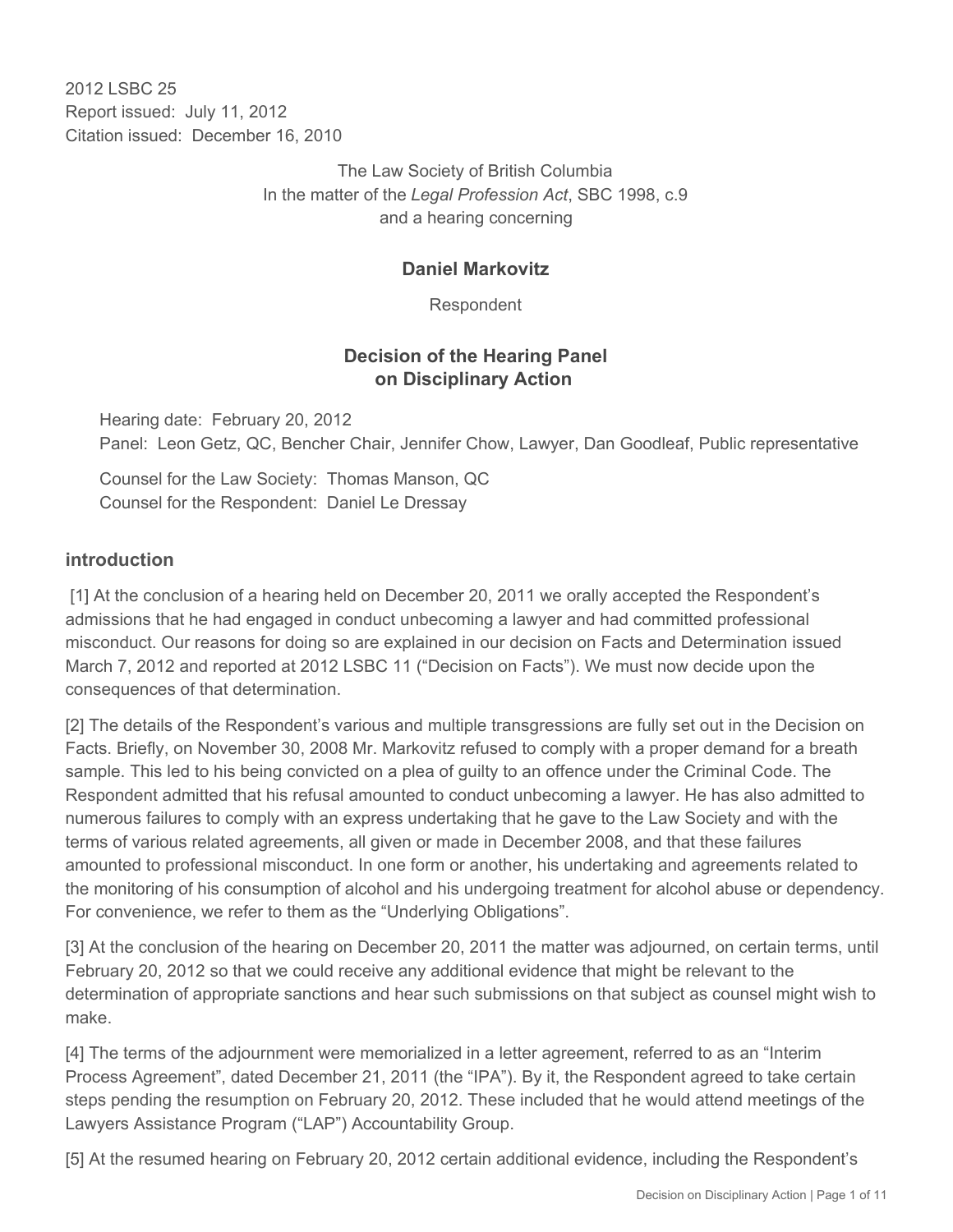2012 LSBC 25
Report issued: July 11, 2012
Citation issued: December 16, 2010

The Law Society of British Columbia
In the matter of the *Legal Profession Act*, SBC 1998, c.9
and a hearing concerning

**Daniel Markovitz**

Respondent

## Decision of the Hearing Panel on Disciplinary Action

Hearing date: February 20, 2012
Panel: Leon Getz, QC, Bencher Chair, Jennifer Chow, Lawyer, Dan Goodleaf, Public representative

Counsel for the Law Society: Thomas Manson, QC
Counsel for the Respondent: Daniel Le Dressay

### introduction

[1] At the conclusion of a hearing held on December 20, 2011 we orally accepted the Respondent's admissions that he had engaged in conduct unbecoming a lawyer and had committed professional misconduct. Our reasons for doing so are explained in our decision on Facts and Determination issued March 7, 2012 and reported at 2012 LSBC 11 ("Decision on Facts"). We must now decide upon the consequences of that determination.

[2] The details of the Respondent's various and multiple transgressions are fully set out in the Decision on Facts. Briefly, on November 30, 2008 Mr. Markovitz refused to comply with a proper demand for a breath sample. This led to his being convicted on a plea of guilty to an offence under the Criminal Code. The Respondent admitted that his refusal amounted to conduct unbecoming a lawyer. He has also admitted to numerous failures to comply with an express undertaking that he gave to the Law Society and with the terms of various related agreements, all given or made in December 2008, and that these failures amounted to professional misconduct. In one form or another, his undertaking and agreements related to the monitoring of his consumption of alcohol and his undergoing treatment for alcohol abuse or dependency. For convenience, we refer to them as the "Underlying Obligations".

[3] At the conclusion of the hearing on December 20, 2011 the matter was adjourned, on certain terms, until February 20, 2012 so that we could receive any additional evidence that might be relevant to the determination of appropriate sanctions and hear such submissions on that subject as counsel might wish to make.

[4] The terms of the adjournment were memorialized in a letter agreement, referred to as an "Interim Process Agreement", dated December 21, 2011 (the "IPA"). By it, the Respondent agreed to take certain steps pending the resumption on February 20, 2012. These included that he would attend meetings of the Lawyers Assistance Program ("LAP") Accountability Group.

[5] At the resumed hearing on February 20, 2012 certain additional evidence, including the Respondent's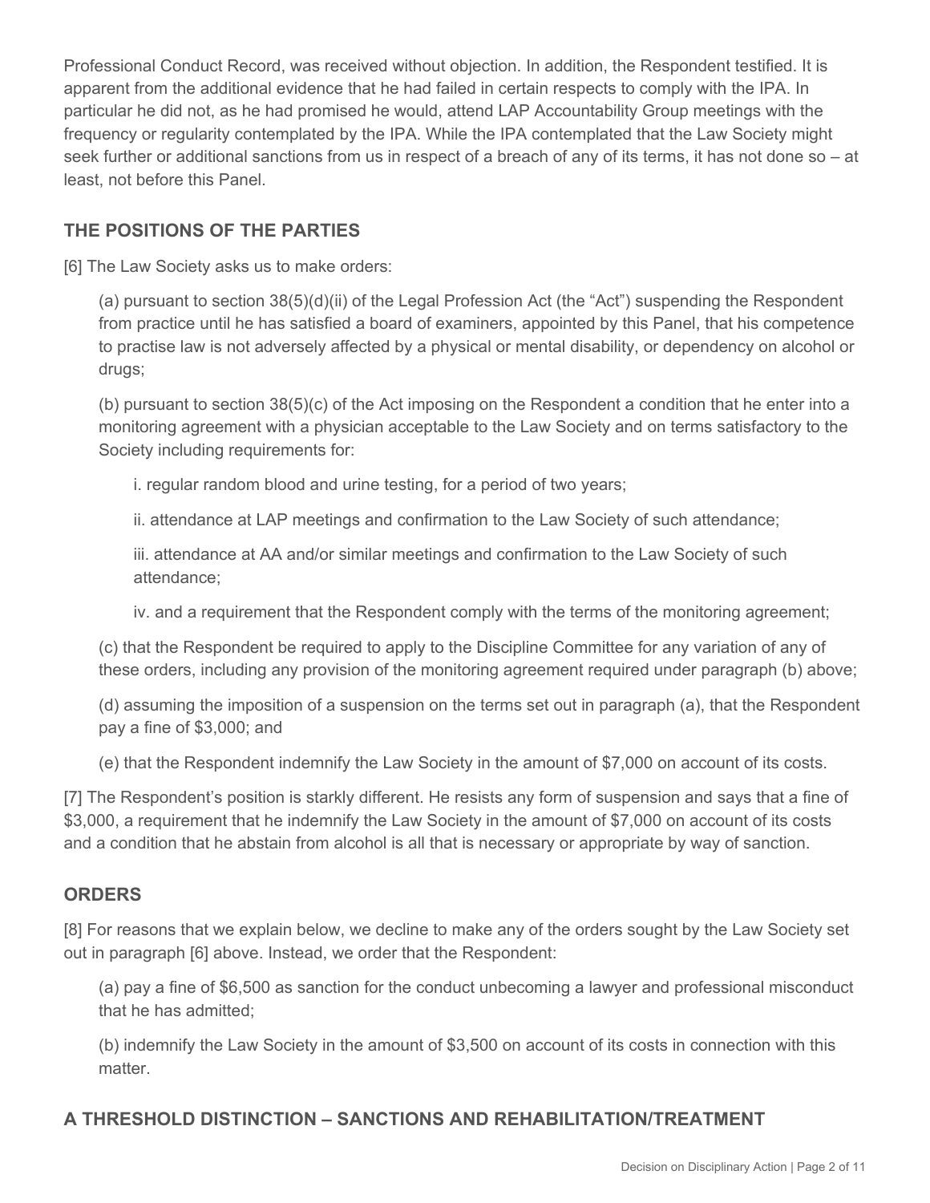Professional Conduct Record, was received without objection. In addition, the Respondent testified. It is apparent from the additional evidence that he had failed in certain respects to comply with the IPA. In particular he did not, as he had promised he would, attend LAP Accountability Group meetings with the frequency or regularity contemplated by the IPA. While the IPA contemplated that the Law Society might seek further or additional sanctions from us in respect of a breach of any of its terms, it has not done so – at least, not before this Panel.

## THE POSITIONS OF THE PARTIES

[6] The Law Society asks us to make orders:

> (a) pursuant to section 38(5)(d)(ii) of the Legal Profession Act (the "Act") suspending the Respondent from practice until he has satisfied a board of examiners, appointed by this Panel, that his competence to practise law is not adversely affected by a physical or mental disability, or dependency on alcohol or drugs;
>
> (b) pursuant to section 38(5)(c) of the Act imposing on the Respondent a condition that he enter into a monitoring agreement with a physician acceptable to the Law Society and on terms satisfactory to the Society including requirements for:
>
> > i. regular random blood and urine testing, for a period of two years;
> >
> > ii. attendance at LAP meetings and confirmation to the Law Society of such attendance;
> >
> > iii. attendance at AA and/or similar meetings and confirmation to the Law Society of such attendance;
> >
> > iv. and a requirement that the Respondent comply with the terms of the monitoring agreement;
>
> (c) that the Respondent be required to apply to the Discipline Committee for any variation of any of these orders, including any provision of the monitoring agreement required under paragraph (b) above;
>
> (d) assuming the imposition of a suspension on the terms set out in paragraph (a), that the Respondent pay a fine of $3,000; and
>
> (e) that the Respondent indemnify the Law Society in the amount of $7,000 on account of its costs.

[7] The Respondent's position is starkly different. He resists any form of suspension and says that a fine of $3,000, a requirement that he indemnify the Law Society in the amount of $7,000 on account of its costs and a condition that he abstain from alcohol is all that is necessary or appropriate by way of sanction.

## ORDERS

[8] For reasons that we explain below, we decline to make any of the orders sought by the Law Society set out in paragraph [6] above. Instead, we order that the Respondent:

> (a) pay a fine of $6,500 as sanction for the conduct unbecoming a lawyer and professional misconduct that he has admitted;
>
> (b) indemnify the Law Society in the amount of $3,500 on account of its costs in connection with this matter.

## A THRESHOLD DISTINCTION – SANCTIONS AND REHABILITATION/TREATMENT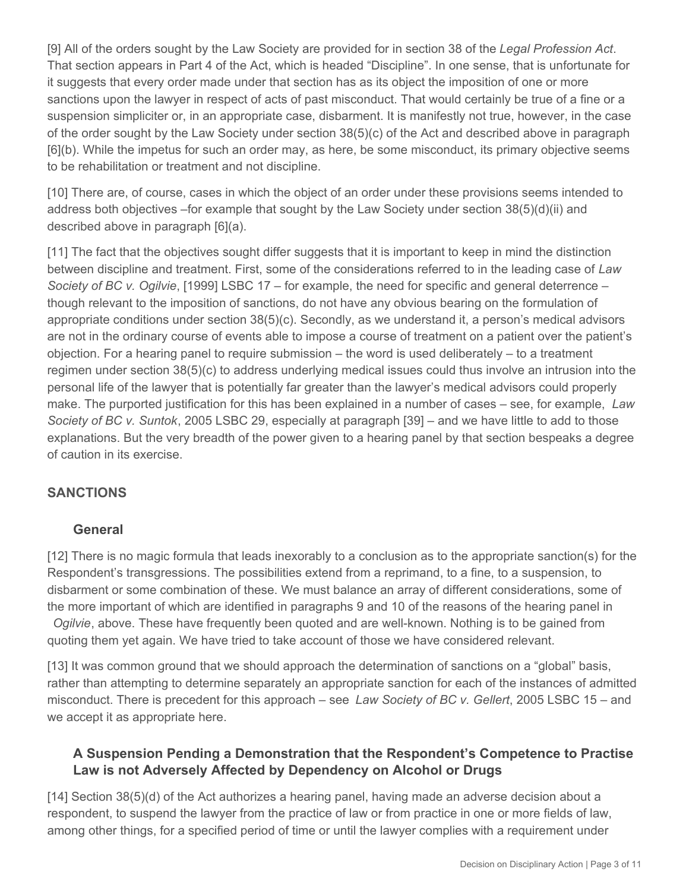[9] All of the orders sought by the Law Society are provided for in section 38 of the *Legal Profession Act*. That section appears in Part 4 of the Act, which is headed "Discipline". In one sense, that is unfortunate for it suggests that every order made under that section has as its object the imposition of one or more sanctions upon the lawyer in respect of acts of past misconduct. That would certainly be true of a fine or a suspension simpliciter or, in an appropriate case, disbarment. It is manifestly not true, however, in the case of the order sought by the Law Society under section 38(5)(c) of the Act and described above in paragraph [6](b). While the impetus for such an order may, as here, be some misconduct, its primary objective seems to be rehabilitation or treatment and not discipline.

[10] There are, of course, cases in which the object of an order under these provisions seems intended to address both objectives –for example that sought by the Law Society under section 38(5)(d)(ii) and described above in paragraph [6](a).

[11] The fact that the objectives sought differ suggests that it is important to keep in mind the distinction between discipline and treatment. First, some of the considerations referred to in the leading case of *Law Society of BC v. Ogilvie*, [1999] LSBC 17 – for example, the need for specific and general deterrence – though relevant to the imposition of sanctions, do not have any obvious bearing on the formulation of appropriate conditions under section 38(5)(c). Secondly, as we understand it, a person's medical advisors are not in the ordinary course of events able to impose a course of treatment on a patient over the patient's objection. For a hearing panel to require submission – the word is used deliberately – to a treatment regimen under section 38(5)(c) to address underlying medical issues could thus involve an intrusion into the personal life of the lawyer that is potentially far greater than the lawyer's medical advisors could properly make. The purported justification for this has been explained in a number of cases – see, for example, *Law Society of BC v. Suntok*, 2005 LSBC 29, especially at paragraph [39] – and we have little to add to those explanations. But the very breadth of the power given to a hearing panel by that section bespeaks a degree of caution in its exercise.

## SANCTIONS

### General

[12] There is no magic formula that leads inexorably to a conclusion as to the appropriate sanction(s) for the Respondent's transgressions. The possibilities extend from a reprimand, to a fine, to a suspension, to disbarment or some combination of these. We must balance an array of different considerations, some of the more important of which are identified in paragraphs 9 and 10 of the reasons of the hearing panel in *Ogilvie*, above. These have frequently been quoted and are well-known. Nothing is to be gained from quoting them yet again. We have tried to take account of those we have considered relevant.

[13] It was common ground that we should approach the determination of sanctions on a "global" basis, rather than attempting to determine separately an appropriate sanction for each of the instances of admitted misconduct. There is precedent for this approach – see *Law Society of BC v. Gellert*, 2005 LSBC 15 – and we accept it as appropriate here.

### A Suspension Pending a Demonstration that the Respondent's Competence to Practise Law is not Adversely Affected by Dependency on Alcohol or Drugs

[14] Section 38(5)(d) of the Act authorizes a hearing panel, having made an adverse decision about a respondent, to suspend the lawyer from the practice of law or from practice in one or more fields of law, among other things, for a specified period of time or until the lawyer complies with a requirement under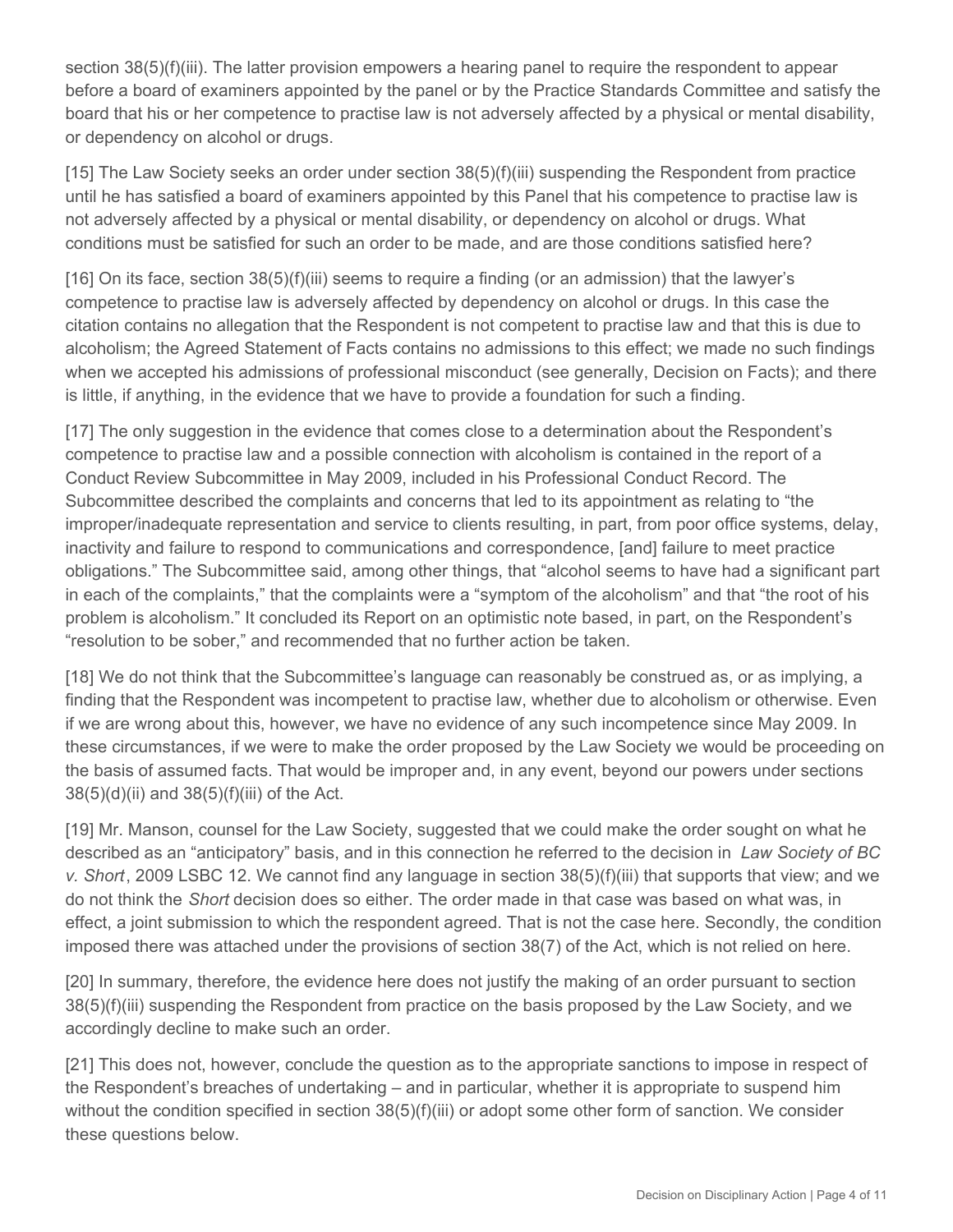section 38(5)(f)(iii). The latter provision empowers a hearing panel to require the respondent to appear before a board of examiners appointed by the panel or by the Practice Standards Committee and satisfy the board that his or her competence to practise law is not adversely affected by a physical or mental disability, or dependency on alcohol or drugs.

[15] The Law Society seeks an order under section 38(5)(f)(iii) suspending the Respondent from practice until he has satisfied a board of examiners appointed by this Panel that his competence to practise law is not adversely affected by a physical or mental disability, or dependency on alcohol or drugs. What conditions must be satisfied for such an order to be made, and are those conditions satisfied here?

[16] On its face, section 38(5)(f)(iii) seems to require a finding (or an admission) that the lawyer's competence to practise law is adversely affected by dependency on alcohol or drugs. In this case the citation contains no allegation that the Respondent is not competent to practise law and that this is due to alcoholism; the Agreed Statement of Facts contains no admissions to this effect; we made no such findings when we accepted his admissions of professional misconduct (see generally, Decision on Facts); and there is little, if anything, in the evidence that we have to provide a foundation for such a finding.

[17] The only suggestion in the evidence that comes close to a determination about the Respondent's competence to practise law and a possible connection with alcoholism is contained in the report of a Conduct Review Subcommittee in May 2009, included in his Professional Conduct Record. The Subcommittee described the complaints and concerns that led to its appointment as relating to "the improper/inadequate representation and service to clients resulting, in part, from poor office systems, delay, inactivity and failure to respond to communications and correspondence, [and] failure to meet practice obligations." The Subcommittee said, among other things, that "alcohol seems to have had a significant part in each of the complaints," that the complaints were a "symptom of the alcoholism" and that "the root of his problem is alcoholism." It concluded its Report on an optimistic note based, in part, on the Respondent's "resolution to be sober," and recommended that no further action be taken.

[18] We do not think that the Subcommittee's language can reasonably be construed as, or as implying, a finding that the Respondent was incompetent to practise law, whether due to alcoholism or otherwise. Even if we are wrong about this, however, we have no evidence of any such incompetence since May 2009. In these circumstances, if we were to make the order proposed by the Law Society we would be proceeding on the basis of assumed facts. That would be improper and, in any event, beyond our powers under sections 38(5)(d)(ii) and 38(5)(f)(iii) of the Act.

[19] Mr. Manson, counsel for the Law Society, suggested that we could make the order sought on what he described as an "anticipatory" basis, and in this connection he referred to the decision in *Law Society of BC v. Short*, 2009 LSBC 12. We cannot find any language in section 38(5)(f)(iii) that supports that view; and we do not think the *Short* decision does so either. The order made in that case was based on what was, in effect, a joint submission to which the respondent agreed. That is not the case here. Secondly, the condition imposed there was attached under the provisions of section 38(7) of the Act, which is not relied on here.

[20] In summary, therefore, the evidence here does not justify the making of an order pursuant to section 38(5)(f)(iii) suspending the Respondent from practice on the basis proposed by the Law Society, and we accordingly decline to make such an order.

[21] This does not, however, conclude the question as to the appropriate sanctions to impose in respect of the Respondent's breaches of undertaking – and in particular, whether it is appropriate to suspend him without the condition specified in section 38(5)(f)(iii) or adopt some other form of sanction. We consider these questions below.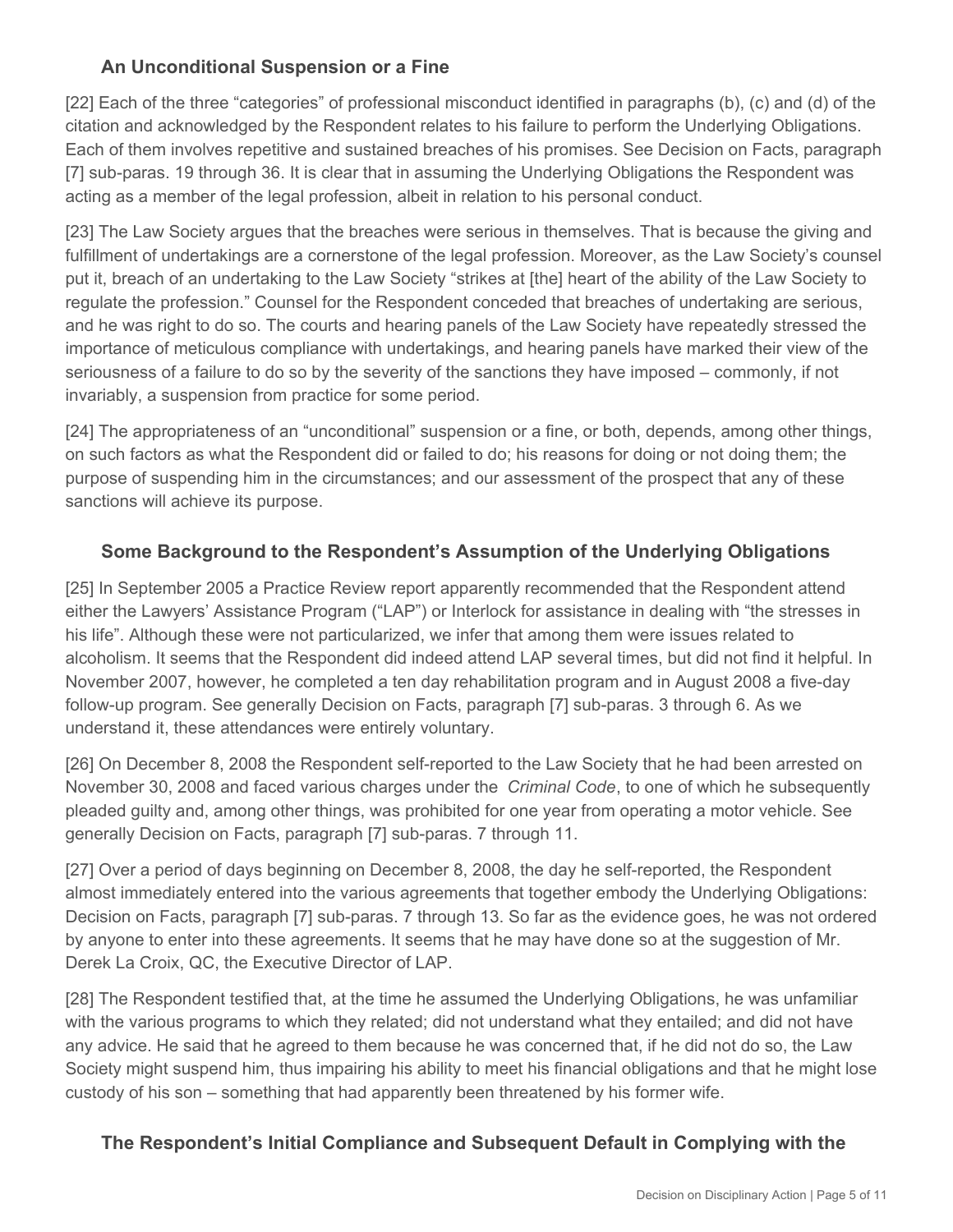### An Unconditional Suspension or a Fine

[22] Each of the three "categories" of professional misconduct identified in paragraphs (b), (c) and (d) of the citation and acknowledged by the Respondent relates to his failure to perform the Underlying Obligations. Each of them involves repetitive and sustained breaches of his promises. See Decision on Facts, paragraph [7] sub-paras. 19 through 36. It is clear that in assuming the Underlying Obligations the Respondent was acting as a member of the legal profession, albeit in relation to his personal conduct.

[23] The Law Society argues that the breaches were serious in themselves. That is because the giving and fulfillment of undertakings are a cornerstone of the legal profession. Moreover, as the Law Society's counsel put it, breach of an undertaking to the Law Society "strikes at [the] heart of the ability of the Law Society to regulate the profession." Counsel for the Respondent conceded that breaches of undertaking are serious, and he was right to do so. The courts and hearing panels of the Law Society have repeatedly stressed the importance of meticulous compliance with undertakings, and hearing panels have marked their view of the seriousness of a failure to do so by the severity of the sanctions they have imposed – commonly, if not invariably, a suspension from practice for some period.

[24] The appropriateness of an "unconditional" suspension or a fine, or both, depends, among other things, on such factors as what the Respondent did or failed to do; his reasons for doing or not doing them; the purpose of suspending him in the circumstances; and our assessment of the prospect that any of these sanctions will achieve its purpose.

### Some Background to the Respondent's Assumption of the Underlying Obligations

[25] In September 2005 a Practice Review report apparently recommended that the Respondent attend either the Lawyers' Assistance Program ("LAP") or Interlock for assistance in dealing with "the stresses in his life". Although these were not particularized, we infer that among them were issues related to alcoholism. It seems that the Respondent did indeed attend LAP several times, but did not find it helpful. In November 2007, however, he completed a ten day rehabilitation program and in August 2008 a five-day follow-up program. See generally Decision on Facts, paragraph [7] sub-paras. 3 through 6. As we understand it, these attendances were entirely voluntary.

[26] On December 8, 2008 the Respondent self-reported to the Law Society that he had been arrested on November 30, 2008 and faced various charges under the *Criminal Code*, to one of which he subsequently pleaded guilty and, among other things, was prohibited for one year from operating a motor vehicle. See generally Decision on Facts, paragraph [7] sub-paras. 7 through 11.

[27] Over a period of days beginning on December 8, 2008, the day he self-reported, the Respondent almost immediately entered into the various agreements that together embody the Underlying Obligations: Decision on Facts, paragraph [7] sub-paras. 7 through 13. So far as the evidence goes, he was not ordered by anyone to enter into these agreements. It seems that he may have done so at the suggestion of Mr. Derek La Croix, QC, the Executive Director of LAP.

[28] The Respondent testified that, at the time he assumed the Underlying Obligations, he was unfamiliar with the various programs to which they related; did not understand what they entailed; and did not have any advice. He said that he agreed to them because he was concerned that, if he did not do so, the Law Society might suspend him, thus impairing his ability to meet his financial obligations and that he might lose custody of his son – something that had apparently been threatened by his former wife.

### The Respondent's Initial Compliance and Subsequent Default in Complying with the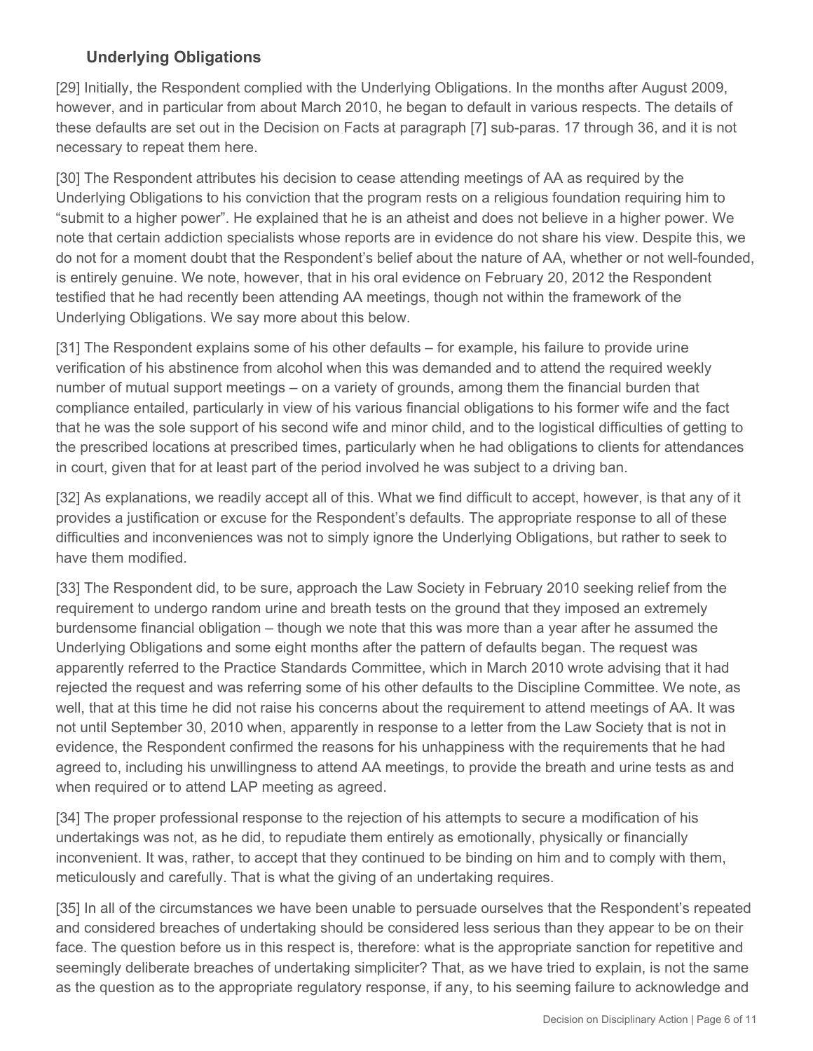### Underlying Obligations

[29] Initially, the Respondent complied with the Underlying Obligations. In the months after August 2009, however, and in particular from about March 2010, he began to default in various respects. The details of these defaults are set out in the Decision on Facts at paragraph [7] sub-paras. 17 through 36, and it is not necessary to repeat them here.

[30] The Respondent attributes his decision to cease attending meetings of AA as required by the Underlying Obligations to his conviction that the program rests on a religious foundation requiring him to "submit to a higher power". He explained that he is an atheist and does not believe in a higher power. We note that certain addiction specialists whose reports are in evidence do not share his view. Despite this, we do not for a moment doubt that the Respondent's belief about the nature of AA, whether or not well-founded, is entirely genuine. We note, however, that in his oral evidence on February 20, 2012 the Respondent testified that he had recently been attending AA meetings, though not within the framework of the Underlying Obligations. We say more about this below.

[31] The Respondent explains some of his other defaults – for example, his failure to provide urine verification of his abstinence from alcohol when this was demanded and to attend the required weekly number of mutual support meetings – on a variety of grounds, among them the financial burden that compliance entailed, particularly in view of his various financial obligations to his former wife and the fact that he was the sole support of his second wife and minor child, and to the logistical difficulties of getting to the prescribed locations at prescribed times, particularly when he had obligations to clients for attendances in court, given that for at least part of the period involved he was subject to a driving ban.

[32] As explanations, we readily accept all of this. What we find difficult to accept, however, is that any of it provides a justification or excuse for the Respondent's defaults. The appropriate response to all of these difficulties and inconveniences was not to simply ignore the Underlying Obligations, but rather to seek to have them modified.

[33] The Respondent did, to be sure, approach the Law Society in February 2010 seeking relief from the requirement to undergo random urine and breath tests on the ground that they imposed an extremely burdensome financial obligation – though we note that this was more than a year after he assumed the Underlying Obligations and some eight months after the pattern of defaults began. The request was apparently referred to the Practice Standards Committee, which in March 2010 wrote advising that it had rejected the request and was referring some of his other defaults to the Discipline Committee. We note, as well, that at this time he did not raise his concerns about the requirement to attend meetings of AA. It was not until September 30, 2010 when, apparently in response to a letter from the Law Society that is not in evidence, the Respondent confirmed the reasons for his unhappiness with the requirements that he had agreed to, including his unwillingness to attend AA meetings, to provide the breath and urine tests as and when required or to attend LAP meeting as agreed.

[34] The proper professional response to the rejection of his attempts to secure a modification of his undertakings was not, as he did, to repudiate them entirely as emotionally, physically or financially inconvenient. It was, rather, to accept that they continued to be binding on him and to comply with them, meticulously and carefully. That is what the giving of an undertaking requires.

[35] In all of the circumstances we have been unable to persuade ourselves that the Respondent's repeated and considered breaches of undertaking should be considered less serious than they appear to be on their face. The question before us in this respect is, therefore: what is the appropriate sanction for repetitive and seemingly deliberate breaches of undertaking simpliciter? That, as we have tried to explain, is not the same as the question as to the appropriate regulatory response, if any, to his seeming failure to acknowledge and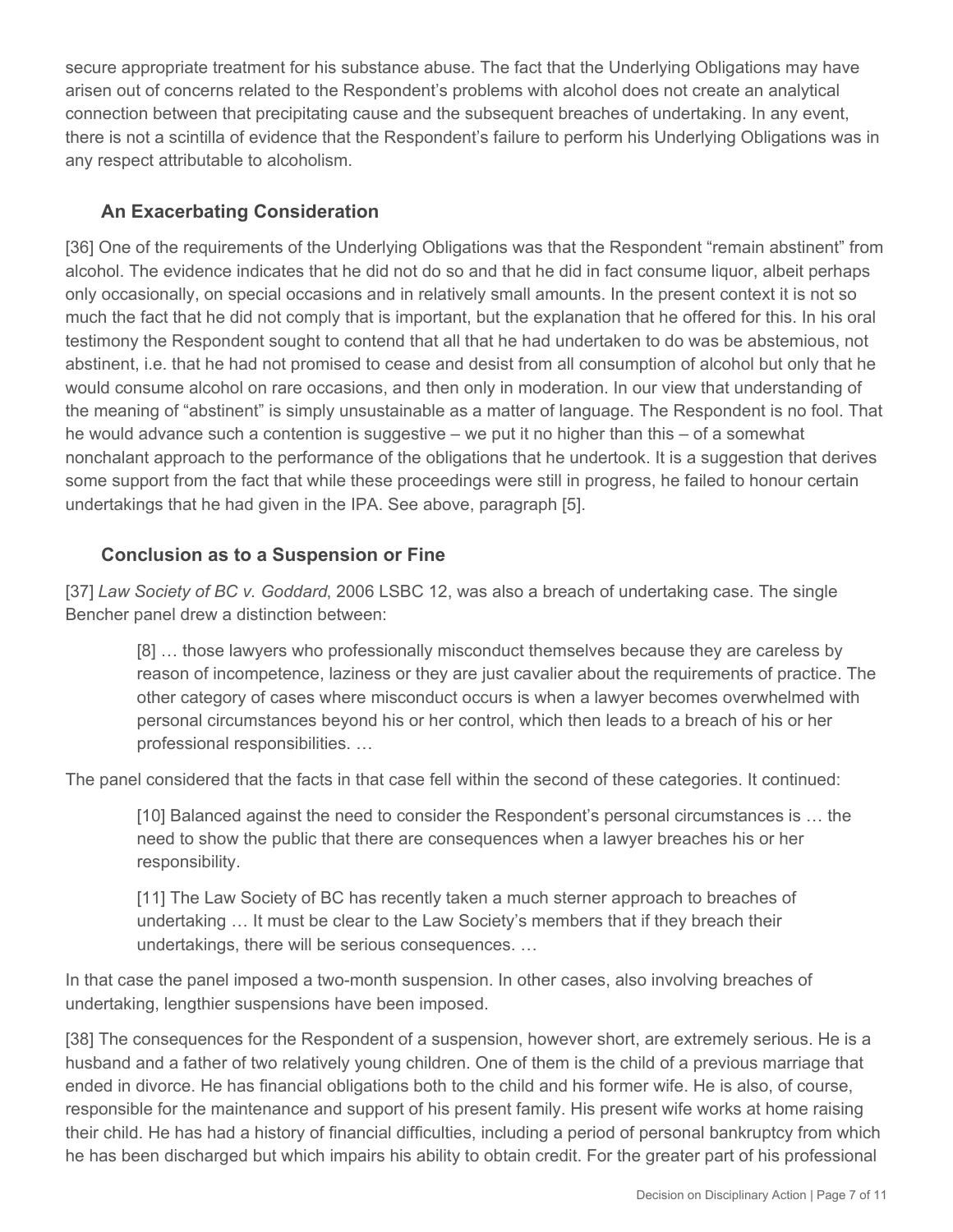secure appropriate treatment for his substance abuse. The fact that the Underlying Obligations may have arisen out of concerns related to the Respondent's problems with alcohol does not create an analytical connection between that precipitating cause and the subsequent breaches of undertaking. In any event, there is not a scintilla of evidence that the Respondent's failure to perform his Underlying Obligations was in any respect attributable to alcoholism.

### An Exacerbating Consideration

[36] One of the requirements of the Underlying Obligations was that the Respondent "remain abstinent" from alcohol. The evidence indicates that he did not do so and that he did in fact consume liquor, albeit perhaps only occasionally, on special occasions and in relatively small amounts. In the present context it is not so much the fact that he did not comply that is important, but the explanation that he offered for this. In his oral testimony the Respondent sought to contend that all that he had undertaken to do was be abstemious, not abstinent, i.e. that he had not promised to cease and desist from all consumption of alcohol but only that he would consume alcohol on rare occasions, and then only in moderation. In our view that understanding of the meaning of "abstinent" is simply unsustainable as a matter of language. The Respondent is no fool. That he would advance such a contention is suggestive – we put it no higher than this – of a somewhat nonchalant approach to the performance of the obligations that he undertook. It is a suggestion that derives some support from the fact that while these proceedings were still in progress, he failed to honour certain undertakings that he had given in the IPA. See above, paragraph [5].

### Conclusion as to a Suspension or Fine

[37] *Law Society of BC v. Goddard*, 2006 LSBC 12, was also a breach of undertaking case. The single Bencher panel drew a distinction between:

> [8] … those lawyers who professionally misconduct themselves because they are careless by reason of incompetence, laziness or they are just cavalier about the requirements of practice. The other category of cases where misconduct occurs is when a lawyer becomes overwhelmed with personal circumstances beyond his or her control, which then leads to a breach of his or her professional responsibilities. …

The panel considered that the facts in that case fell within the second of these categories. It continued:

> [10] Balanced against the need to consider the Respondent's personal circumstances is … the need to show the public that there are consequences when a lawyer breaches his or her responsibility.
>
> [11] The Law Society of BC has recently taken a much sterner approach to breaches of undertaking … It must be clear to the Law Society's members that if they breach their undertakings, there will be serious consequences. …

In that case the panel imposed a two-month suspension. In other cases, also involving breaches of undertaking, lengthier suspensions have been imposed.

[38] The consequences for the Respondent of a suspension, however short, are extremely serious. He is a husband and a father of two relatively young children. One of them is the child of a previous marriage that ended in divorce. He has financial obligations both to the child and his former wife. He is also, of course, responsible for the maintenance and support of his present family. His present wife works at home raising their child. He has had a history of financial difficulties, including a period of personal bankruptcy from which he has been discharged but which impairs his ability to obtain credit. For the greater part of his professional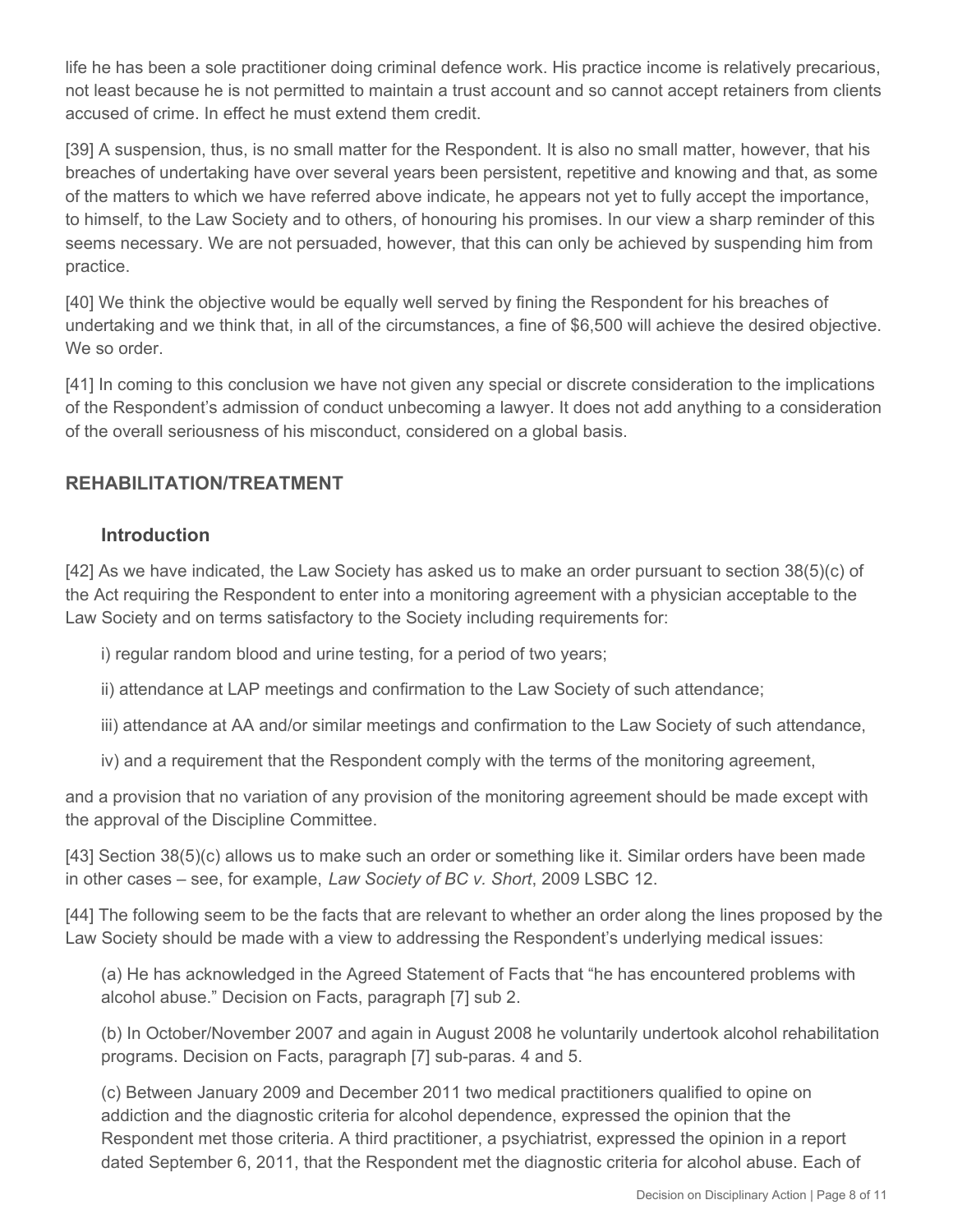life he has been a sole practitioner doing criminal defence work. His practice income is relatively precarious, not least because he is not permitted to maintain a trust account and so cannot accept retainers from clients accused of crime. In effect he must extend them credit.

[39] A suspension, thus, is no small matter for the Respondent. It is also no small matter, however, that his breaches of undertaking have over several years been persistent, repetitive and knowing and that, as some of the matters to which we have referred above indicate, he appears not yet to fully accept the importance, to himself, to the Law Society and to others, of honouring his promises. In our view a sharp reminder of this seems necessary. We are not persuaded, however, that this can only be achieved by suspending him from practice.

[40] We think the objective would be equally well served by fining the Respondent for his breaches of undertaking and we think that, in all of the circumstances, a fine of $6,500 will achieve the desired objective. We so order.

[41] In coming to this conclusion we have not given any special or discrete consideration to the implications of the Respondent's admission of conduct unbecoming a lawyer. It does not add anything to a consideration of the overall seriousness of his misconduct, considered on a global basis.

## REHABILITATION/TREATMENT

### Introduction

[42] As we have indicated, the Law Society has asked us to make an order pursuant to section 38(5)(c) of the Act requiring the Respondent to enter into a monitoring agreement with a physician acceptable to the Law Society and on terms satisfactory to the Society including requirements for:

i) regular random blood and urine testing, for a period of two years;

ii) attendance at LAP meetings and confirmation to the Law Society of such attendance;

iii) attendance at AA and/or similar meetings and confirmation to the Law Society of such attendance,

iv) and a requirement that the Respondent comply with the terms of the monitoring agreement,

and a provision that no variation of any provision of the monitoring agreement should be made except with the approval of the Discipline Committee.

[43] Section 38(5)(c) allows us to make such an order or something like it. Similar orders have been made in other cases – see, for example, *Law Society of BC v. Short*, 2009 LSBC 12.

[44] The following seem to be the facts that are relevant to whether an order along the lines proposed by the Law Society should be made with a view to addressing the Respondent's underlying medical issues:

(a) He has acknowledged in the Agreed Statement of Facts that "he has encountered problems with alcohol abuse." Decision on Facts, paragraph [7] sub 2.

(b) In October/November 2007 and again in August 2008 he voluntarily undertook alcohol rehabilitation programs. Decision on Facts, paragraph [7] sub-paras. 4 and 5.

(c) Between January 2009 and December 2011 two medical practitioners qualified to opine on addiction and the diagnostic criteria for alcohol dependence, expressed the opinion that the Respondent met those criteria. A third practitioner, a psychiatrist, expressed the opinion in a report dated September 6, 2011, that the Respondent met the diagnostic criteria for alcohol abuse. Each of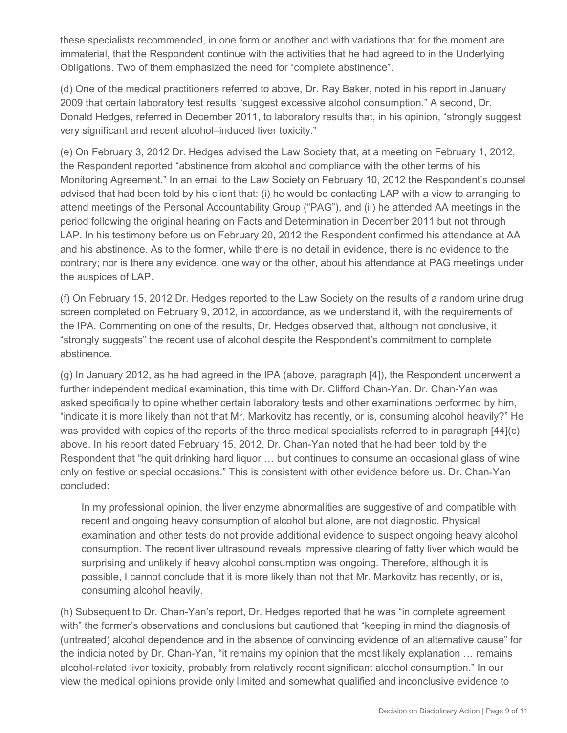these specialists recommended, in one form or another and with variations that for the moment are immaterial, that the Respondent continue with the activities that he had agreed to in the Underlying Obligations. Two of them emphasized the need for "complete abstinence".

(d) One of the medical practitioners referred to above, Dr. Ray Baker, noted in his report in January 2009 that certain laboratory test results "suggest excessive alcohol consumption." A second, Dr. Donald Hedges, referred in December 2011, to laboratory results that, in his opinion, "strongly suggest very significant and recent alcohol–induced liver toxicity."

(e) On February 3, 2012 Dr. Hedges advised the Law Society that, at a meeting on February 1, 2012, the Respondent reported "abstinence from alcohol and compliance with the other terms of his Monitoring Agreement." In an email to the Law Society on February 10, 2012 the Respondent's counsel advised that had been told by his client that: (i) he would be contacting LAP with a view to arranging to attend meetings of the Personal Accountability Group ("PAG"), and (ii) he attended AA meetings in the period following the original hearing on Facts and Determination in December 2011 but not through LAP. In his testimony before us on February 20, 2012 the Respondent confirmed his attendance at AA and his abstinence. As to the former, while there is no detail in evidence, there is no evidence to the contrary; nor is there any evidence, one way or the other, about his attendance at PAG meetings under the auspices of LAP.

(f) On February 15, 2012 Dr. Hedges reported to the Law Society on the results of a random urine drug screen completed on February 9, 2012, in accordance, as we understand it, with the requirements of the IPA. Commenting on one of the results, Dr. Hedges observed that, although not conclusive, it "strongly suggests" the recent use of alcohol despite the Respondent's commitment to complete abstinence.

(g) In January 2012, as he had agreed in the IPA (above, paragraph [4]), the Respondent underwent a further independent medical examination, this time with Dr. Clifford Chan-Yan. Dr. Chan-Yan was asked specifically to opine whether certain laboratory tests and other examinations performed by him, "indicate it is more likely than not that Mr. Markovitz has recently, or is, consuming alcohol heavily?" He was provided with copies of the reports of the three medical specialists referred to in paragraph [44](c) above. In his report dated February 15, 2012, Dr. Chan-Yan noted that he had been told by the Respondent that "he quit drinking hard liquor … but continues to consume an occasional glass of wine only on festive or special occasions." This is consistent with other evidence before us. Dr. Chan-Yan concluded:

> In my professional opinion, the liver enzyme abnormalities are suggestive of and compatible with recent and ongoing heavy consumption of alcohol but alone, are not diagnostic. Physical examination and other tests do not provide additional evidence to suspect ongoing heavy alcohol consumption. The recent liver ultrasound reveals impressive clearing of fatty liver which would be surprising and unlikely if heavy alcohol consumption was ongoing. Therefore, although it is possible, I cannot conclude that it is more likely than not that Mr. Markovitz has recently, or is, consuming alcohol heavily.

(h) Subsequent to Dr. Chan-Yan's report, Dr. Hedges reported that he was "in complete agreement with" the former's observations and conclusions but cautioned that "keeping in mind the diagnosis of (untreated) alcohol dependence and in the absence of convincing evidence of an alternative cause" for the indicia noted by Dr. Chan-Yan, "it remains my opinion that the most likely explanation … remains alcohol-related liver toxicity, probably from relatively recent significant alcohol consumption." In our view the medical opinions provide only limited and somewhat qualified and inconclusive evidence to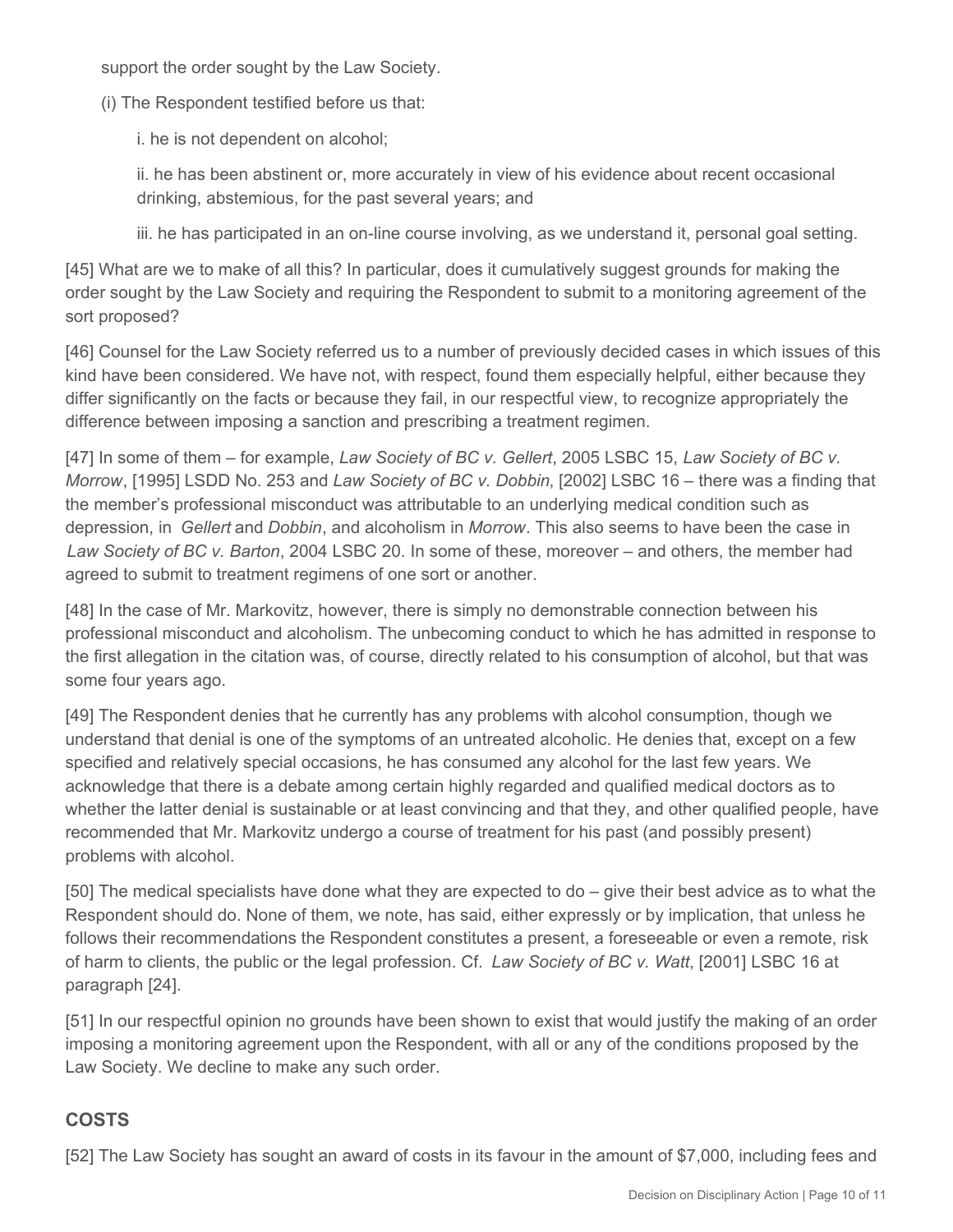support the order sought by the Law Society.

(i) The Respondent testified before us that:

i. he is not dependent on alcohol;

ii. he has been abstinent or, more accurately in view of his evidence about recent occasional drinking, abstemious, for the past several years; and

iii. he has participated in an on-line course involving, as we understand it, personal goal setting.

[45] What are we to make of all this? In particular, does it cumulatively suggest grounds for making the order sought by the Law Society and requiring the Respondent to submit to a monitoring agreement of the sort proposed?

[46] Counsel for the Law Society referred us to a number of previously decided cases in which issues of this kind have been considered. We have not, with respect, found them especially helpful, either because they differ significantly on the facts or because they fail, in our respectful view, to recognize appropriately the difference between imposing a sanction and prescribing a treatment regimen.

[47] In some of them – for example, *Law Society of BC v. Gellert*, 2005 LSBC 15, *Law Society of BC v. Morrow*, [1995] LSDD No. 253 and *Law Society of BC v. Dobbin*, [2002] LSBC 16 – there was a finding that the member's professional misconduct was attributable to an underlying medical condition such as depression, in *Gellert* and *Dobbin*, and alcoholism in *Morrow*. This also seems to have been the case in *Law Society of BC v. Barton*, 2004 LSBC 20. In some of these, moreover – and others, the member had agreed to submit to treatment regimens of one sort or another.

[48] In the case of Mr. Markovitz, however, there is simply no demonstrable connection between his professional misconduct and alcoholism. The unbecoming conduct to which he has admitted in response to the first allegation in the citation was, of course, directly related to his consumption of alcohol, but that was some four years ago.

[49] The Respondent denies that he currently has any problems with alcohol consumption, though we understand that denial is one of the symptoms of an untreated alcoholic. He denies that, except on a few specified and relatively special occasions, he has consumed any alcohol for the last few years. We acknowledge that there is a debate among certain highly regarded and qualified medical doctors as to whether the latter denial is sustainable or at least convincing and that they, and other qualified people, have recommended that Mr. Markovitz undergo a course of treatment for his past (and possibly present) problems with alcohol.

[50] The medical specialists have done what they are expected to do – give their best advice as to what the Respondent should do. None of them, we note, has said, either expressly or by implication, that unless he follows their recommendations the Respondent constitutes a present, a foreseeable or even a remote, risk of harm to clients, the public or the legal profession. Cf. *Law Society of BC v. Watt*, [2001] LSBC 16 at paragraph [24].

[51] In our respectful opinion no grounds have been shown to exist that would justify the making of an order imposing a monitoring agreement upon the Respondent, with all or any of the conditions proposed by the Law Society. We decline to make any such order.

## COSTS

[52] The Law Society has sought an award of costs in its favour in the amount of $7,000, including fees and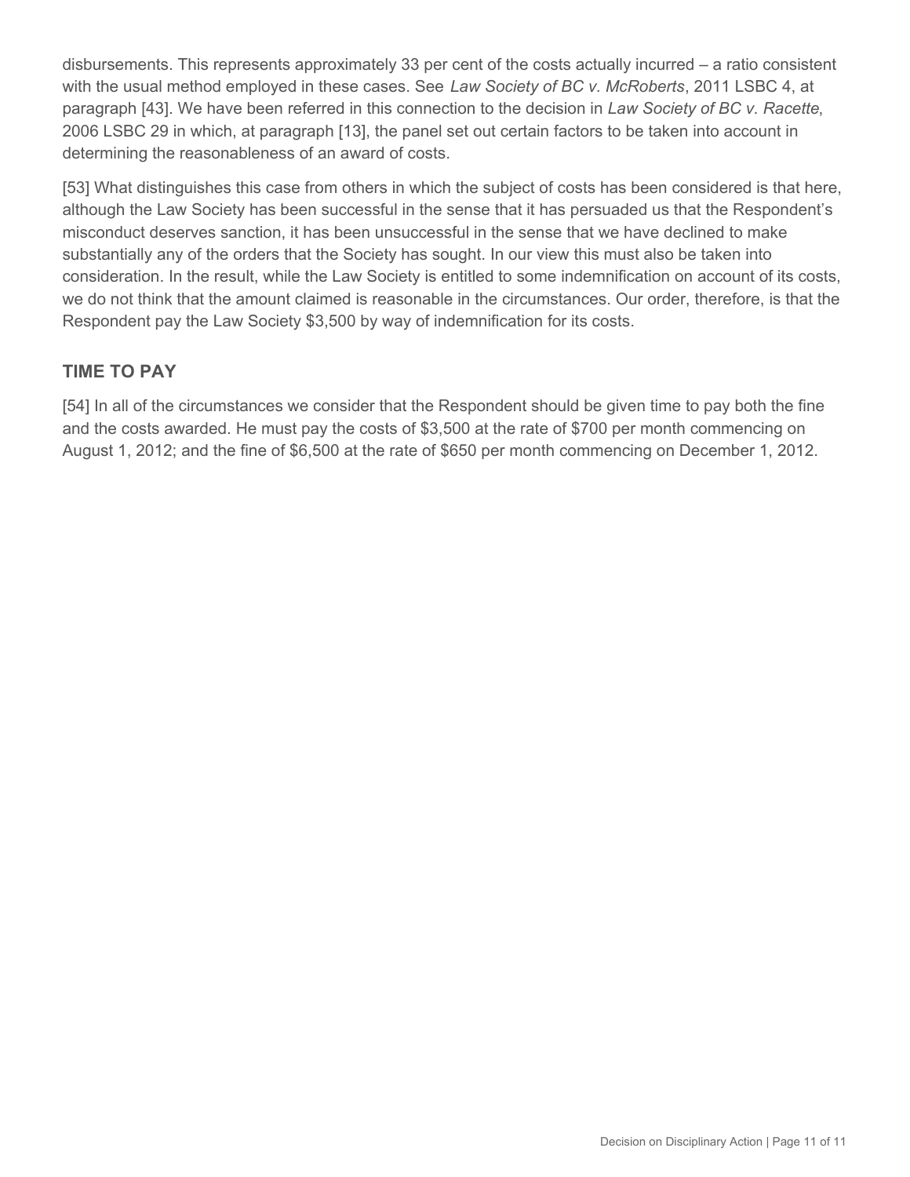disbursements. This represents approximately 33 per cent of the costs actually incurred – a ratio consistent with the usual method employed in these cases. See *Law Society of BC v. McRoberts*, 2011 LSBC 4, at paragraph [43]. We have been referred in this connection to the decision in *Law Society of BC v. Racette*, 2006 LSBC 29 in which, at paragraph [13], the panel set out certain factors to be taken into account in determining the reasonableness of an award of costs.

[53] What distinguishes this case from others in which the subject of costs has been considered is that here, although the Law Society has been successful in the sense that it has persuaded us that the Respondent's misconduct deserves sanction, it has been unsuccessful in the sense that we have declined to make substantially any of the orders that the Society has sought. In our view this must also be taken into consideration. In the result, while the Law Society is entitled to some indemnification on account of its costs, we do not think that the amount claimed is reasonable in the circumstances. Our order, therefore, is that the Respondent pay the Law Society $3,500 by way of indemnification for its costs.

## TIME TO PAY

[54] In all of the circumstances we consider that the Respondent should be given time to pay both the fine and the costs awarded. He must pay the costs of $3,500 at the rate of $700 per month commencing on August 1, 2012; and the fine of $6,500 at the rate of $650 per month commencing on December 1, 2012.